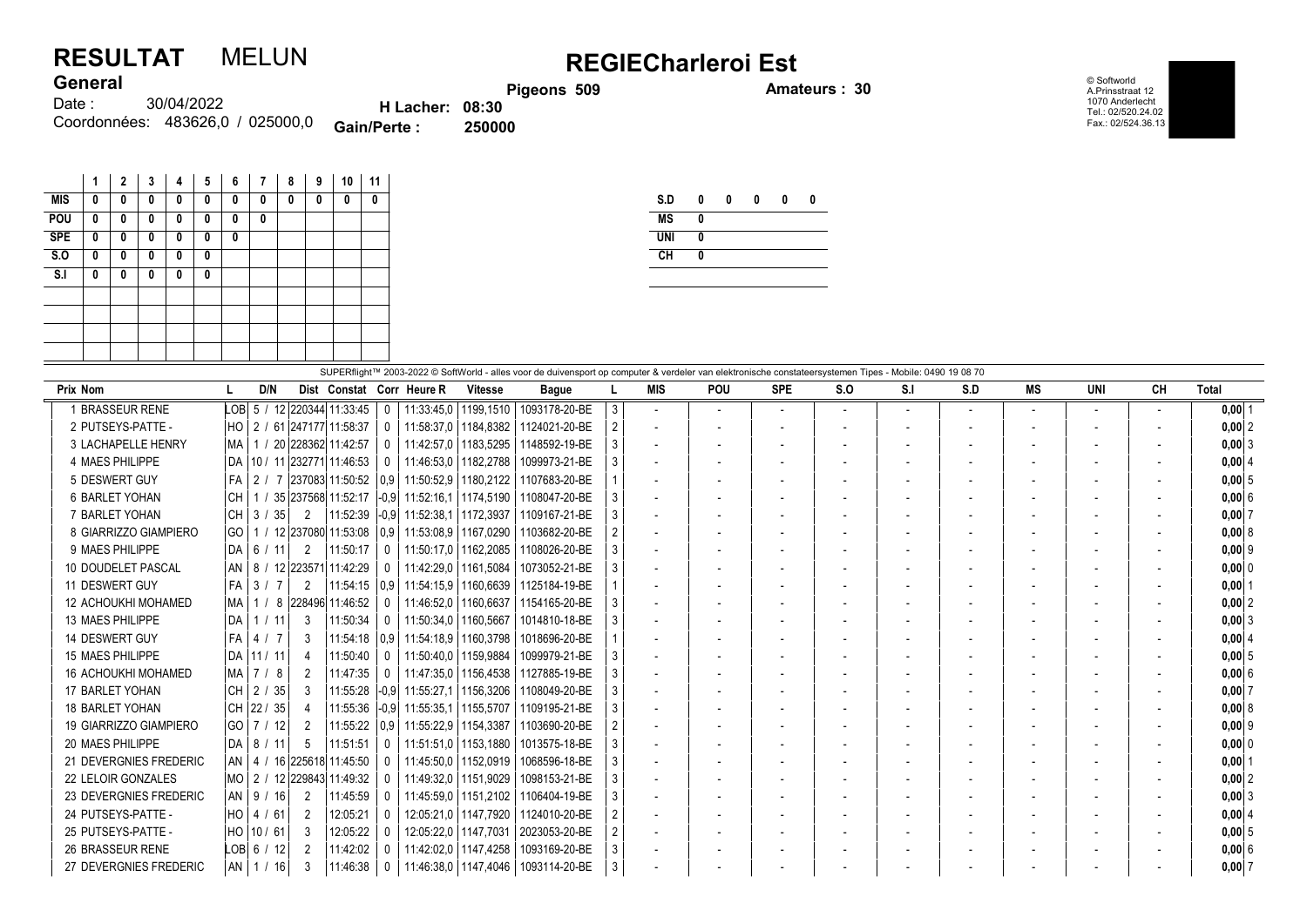# RESULTAT MELUN

**General**

Date : 30/04/2022

Coordonnées: 483626,0 / 025000,0

**H Lacher: 08:30**

**Gain/Perte : 250000**

## REGIECharleroi Est

**Pigeons 509** **Amateurs : 30**

© Softworld
A.Prinsstraat 12
1070 Anderlecht
Tel.: 02/520.24.02
Fax.: 02/524.36.13

| | 1 | 2 | 3 | 4 | 5 | 6 | 7 | 8 | 9 | 10 | 11 |
|---|---|---|---|---|---|---|---|---|---|---|---|
| MIS | 0 | 0 | 0 | 0 | 0 | 0 | 0 | 0 | 0 | 0 | 0 |
| POU | 0 | 0 | 0 | 0 | 0 | 0 | 0 | | | | |
| SPE | 0 | 0 | 0 | 0 | 0 | 0 | | | | | |
| S.O | 0 | 0 | 0 | 0 | 0 | | | | | | |
| S.I | 0 | 0 | 0 | 0 | 0 | | | | | | |

| | | | | | |
|---|---|---|---|---|---|
| S.D | 0 | 0 | 0 | 0 | 0 |
| MS | 0 | | | | |
| UNI | 0 | | | | |
| CH | 0 | | | | |

SUPERflight™ 2003-2022 © SoftWorld - alles voor de duivensport op computer & verdeler van elektronische constateersystemen Tipes - Mobile: 0490 19 08 70

| Prix | Nom | L | D/N | Dist | Constat | Corr | Heure R | Vitesse | Bague | L | MIS | POU | SPE | S.O | S.I | S.D | MS | UNI | CH | Total |
|---|---|---|---|---|---|---|---|---|---|---|---|---|---|---|---|---|---|---|---|---|
| 1 | BRASSEUR RENE | LOB | 5 / 12 | 220344 | 11:33:45 | 0 | 11:33:45,0 | 1199,1510 | 1093178-20-BE | 3 | - | - | - | - | - | - | - | - | - | 0,00 1 |
| 2 | PUTSEYS-PATTE - | HO | 2 / 61 | 247177 | 11:58:37 | 0 | 11:58:37,0 | 1184,8382 | 1124021-20-BE | 2 | - | - | - | - | - | - | - | - | - | 0,00 2 |
| 3 | LACHAPELLE HENRY | MA | 1 / 20 | 228362 | 11:42:57 | 0 | 11:42:57,0 | 1183,5295 | 1148592-19-BE | 3 | - | - | - | - | - | - | - | - | - | 0,00 3 |
| 4 | MAES PHILIPPE | DA | 10 / 11 | 232771 | 11:46:53 | 0 | 11:46:53,0 | 1182,2788 | 1099973-21-BE | 3 | - | - | - | - | - | - | - | - | - | 0,00 4 |
| 5 | DESWERT GUY | FA | 2 / 7 | 237083 | 11:50:52 | 0,9 | 11:50:52,9 | 1180,2122 | 1107683-20-BE | 1 | - | - | - | - | - | - | - | - | - | 0,00 5 |
| 6 | BARLET YOHAN | CH | 1 / 35 | 237568 | 11:52:17 | -0,9 | 11:52:16,1 | 1174,5190 | 1108047-20-BE | 3 | - | - | - | - | - | - | - | - | - | 0,00 6 |
| 7 | BARLET YOHAN | CH | 3 / 35 | 2 | 11:52:39 | -0,9 | 11:52:38,1 | 1172,3937 | 1109167-21-BE | 3 | - | - | - | - | - | - | - | - | - | 0,00 7 |
| 8 | GIARRIZZO GIAMPIERO | GO | 1 / 12 | 237080 | 11:53:08 | 0,9 | 11:53:08,9 | 1167,0290 | 1103682-20-BE | 2 | - | - | - | - | - | - | - | - | - | 0,00 8 |
| 9 | MAES PHILIPPE | DA | 6 / 11 | 2 | 11:50:17 | 0 | 11:50:17,0 | 1162,2085 | 1108026-20-BE | 3 | - | - | - | - | - | - | - | - | - | 0,00 9 |
| 10 | DOUDELET PASCAL | AN | 8 / 12 | 223571 | 11:42:29 | 0 | 11:42:29,0 | 1161,5084 | 1073052-21-BE | 3 | - | - | - | - | - | - | - | - | - | 0,00 0 |
| 11 | DESWERT GUY | FA | 3 / 7 | 2 | 11:54:15 | 0,9 | 11:54:15,9 | 1160,6639 | 1125184-19-BE | 1 | - | - | - | - | - | - | - | - | - | 0,00 1 |
| 12 | ACHOUKHI MOHAMED | MA | 1 / 8 | 228496 | 11:46:52 | 0 | 11:46:52,0 | 1160,6637 | 1154165-20-BE | 3 | - | - | - | - | - | - | - | - | - | 0,00 2 |
| 13 | MAES PHILIPPE | DA | 1 / 11 | 3 | 11:50:34 | 0 | 11:50:34,0 | 1160,5667 | 1014810-18-BE | 3 | - | - | - | - | - | - | - | - | - | 0,00 3 |
| 14 | DESWERT GUY | FA | 4 / 7 | 3 | 11:54:18 | 0,9 | 11:54:18,9 | 1160,3798 | 1018696-20-BE | 1 | - | - | - | - | - | - | - | - | - | 0,00 4 |
| 15 | MAES PHILIPPE | DA | 11 / 11 | 4 | 11:50:40 | 0 | 11:50:40,0 | 1159,9884 | 1099979-21-BE | 3 | - | - | - | - | - | - | - | - | - | 0,00 5 |
| 16 | ACHOUKHI MOHAMED | MA | 7 / 8 | 2 | 11:47:35 | 0 | 11:47:35,0 | 1156,4538 | 1127885-19-BE | 3 | - | - | - | - | - | - | - | - | - | 0,00 6 |
| 17 | BARLET YOHAN | CH | 2 / 35 | 3 | 11:55:28 | -0,9 | 11:55:27,1 | 1156,3206 | 1108049-20-BE | 3 | - | - | - | - | - | - | - | - | - | 0,00 7 |
| 18 | BARLET YOHAN | CH | 22 / 35 | 4 | 11:55:36 | -0,9 | 11:55:35,1 | 1155,5707 | 1109195-21-BE | 3 | - | - | - | - | - | - | - | - | - | 0,00 8 |
| 19 | GIARRIZZO GIAMPIERO | GO | 7 / 12 | 2 | 11:55:22 | 0,9 | 11:55:22,9 | 1154,3387 | 1103690-20-BE | 2 | - | - | - | - | - | - | - | - | - | 0,00 9 |
| 20 | MAES PHILIPPE | DA | 8 / 11 | 5 | 11:51:51 | 0 | 11:51:51,0 | 1153,1880 | 1013575-18-BE | 3 | - | - | - | - | - | - | - | - | - | 0,00 0 |
| 21 | DEVERGNIES FREDERIC | AN | 4 / 16 | 225618 | 11:45:50 | 0 | 11:45:50,0 | 1152,0919 | 1068596-18-BE | 3 | - | - | - | - | - | - | - | - | - | 0,00 1 |
| 22 | LELOIR GONZALES | MO | 2 / 12 | 229843 | 11:49:32 | 0 | 11:49:32,0 | 1151,9029 | 1098153-21-BE | 3 | - | - | - | - | - | - | - | - | - | 0,00 2 |
| 23 | DEVERGNIES FREDERIC | AN | 9 / 16 | 2 | 11:45:59 | 0 | 11:45:59,0 | 1151,2102 | 1106404-19-BE | 3 | - | - | - | - | - | - | - | - | - | 0,00 3 |
| 24 | PUTSEYS-PATTE - | HO | 4 / 61 | 2 | 12:05:21 | 0 | 12:05:21,0 | 1147,7920 | 1124010-20-BE | 2 | - | - | - | - | - | - | - | - | - | 0,00 4 |
| 25 | PUTSEYS-PATTE - | HO | 10 / 61 | 3 | 12:05:22 | 0 | 12:05:22,0 | 1147,7031 | 2023053-20-BE | 2 | - | - | - | - | - | - | - | - | - | 0,00 5 |
| 26 | BRASSEUR RENE | LOB | 6 / 12 | 2 | 11:42:02 | 0 | 11:42:02,0 | 1147,4258 | 1093169-20-BE | 3 | - | - | - | - | - | - | - | - | - | 0,00 6 |
| 27 | DEVERGNIES FREDERIC | AN | 1 / 16 | 3 | 11:46:38 | 0 | 11:46:38,0 | 1147,4046 | 1093114-20-BE | 3 | - | - | - | - | - | - | - | - | - | 0,00 7 |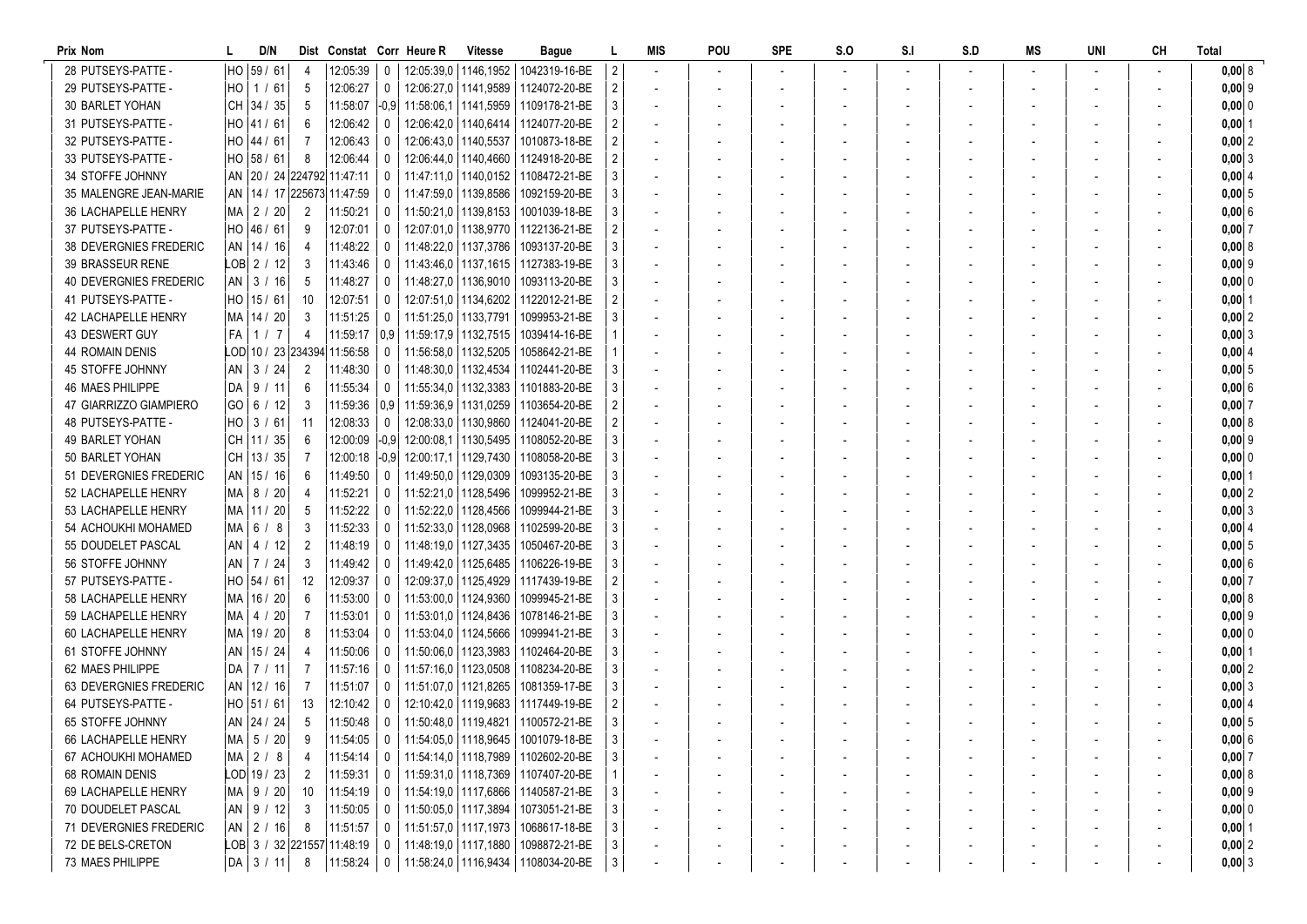| Prix | Nom | L | D/N | Dist | Constat | Corr | Heure R | Vitesse | Bague | L | MIS | POU | SPE | S.O | S.I | S.D | MS | UNI | CH | Total |
|---|---|---|---|---|---|---|---|---|---|---|---|---|---|---|---|---|---|---|---|---|
| 28 | PUTSEYS-PATTE - | HO | 59 / 61 | 4 | 12:05:39 | 0 | 12:05:39,0 | 1146,1952 | 1042319-16-BE | 2 | - | - | - | - | - | - | - | - | - | 0,00 8 |
| 29 | PUTSEYS-PATTE - | HO | 1 / 61 | 5 | 12:06:27 | 0 | 12:06:27,0 | 1141,9589 | 1124072-20-BE | 2 | - | - | - | - | - | - | - | - | - | 0,00 9 |
| 30 | BARLET YOHAN | CH | 34 / 35 | 5 | 11:58:07 | -0,9 | 11:58:06,1 | 1141,5959 | 1109178-21-BE | 3 | - | - | - | - | - | - | - | - | - | 0,00 0 |
| 31 | PUTSEYS-PATTE - | HO | 41 / 61 | 6 | 12:06:42 | 0 | 12:06:42,0 | 1140,6414 | 1124077-20-BE | 2 | - | - | - | - | - | - | - | - | - | 0,00 1 |
| 32 | PUTSEYS-PATTE - | HO | 44 / 61 | 7 | 12:06:43 | 0 | 12:06:43,0 | 1140,5537 | 1010873-18-BE | 2 | - | - | - | - | - | - | - | - | - | 0,00 2 |
| 33 | PUTSEYS-PATTE - | HO | 58 / 61 | 8 | 12:06:44 | 0 | 12:06:44,0 | 1140,4660 | 1124918-20-BE | 2 | - | - | - | - | - | - | - | - | - | 0,00 3 |
| 34 | STOFFE JOHNNY | AN | 20 / 24 | 224792 | 11:47:11 | 0 | 11:47:11,0 | 1140,0152 | 1108472-21-BE | 3 | - | - | - | - | - | - | - | - | - | 0,00 4 |
| 35 | MALENGRE JEAN-MARIE | AN | 14 / 17 | 225673 | 11:47:59 | 0 | 11:47:59,0 | 1139,8586 | 1092159-20-BE | 3 | - | - | - | - | - | - | - | - | - | 0,00 5 |
| 36 | LACHAPELLE HENRY | MA | 2 / 20 | 2 | 11:50:21 | 0 | 11:50:21,0 | 1139,8153 | 1001039-18-BE | 3 | - | - | - | - | - | - | - | - | - | 0,00 6 |
| 37 | PUTSEYS-PATTE - | HO | 46 / 61 | 9 | 12:07:01 | 0 | 12:07:01,0 | 1138,9770 | 1122136-21-BE | 2 | - | - | - | - | - | - | - | - | - | 0,00 7 |
| 38 | DEVERGNIES FREDERIC | AN | 14 / 16 | 4 | 11:48:22 | 0 | 11:48:22,0 | 1137,3786 | 1093137-20-BE | 3 | - | - | - | - | - | - | - | - | - | 0,00 8 |
| 39 | BRASSEUR RENE | LOB | 2 / 12 | 3 | 11:43:46 | 0 | 11:43:46,0 | 1137,1615 | 1127383-19-BE | 3 | - | - | - | - | - | - | - | - | - | 0,00 9 |
| 40 | DEVERGNIES FREDERIC | AN | 3 / 16 | 5 | 11:48:27 | 0 | 11:48:27,0 | 1136,9010 | 1093113-20-BE | 3 | - | - | - | - | - | - | - | - | - | 0,00 0 |
| 41 | PUTSEYS-PATTE - | HO | 15 / 61 | 10 | 12:07:51 | 0 | 12:07:51,0 | 1134,6202 | 1122012-21-BE | 2 | - | - | - | - | - | - | - | - | - | 0,00 1 |
| 42 | LACHAPELLE HENRY | MA | 14 / 20 | 3 | 11:51:25 | 0 | 11:51:25,0 | 1133,7791 | 1099953-21-BE | 3 | - | - | - | - | - | - | - | - | - | 0,00 2 |
| 43 | DESWERT GUY | FA | 1 / 7 | 4 | 11:59:17 | 0,9 | 11:59:17,9 | 1132,7515 | 1039414-16-BE | 1 | - | - | - | - | - | - | - | - | - | 0,00 3 |
| 44 | ROMAIN DENIS | LOD | 10 / 23 | 234394 | 11:56:58 | 0 | 11:56:58,0 | 1132,5205 | 1058642-21-BE | 1 | - | - | - | - | - | - | - | - | - | 0,00 4 |
| 45 | STOFFE JOHNNY | AN | 3 / 24 | 2 | 11:48:30 | 0 | 11:48:30,0 | 1132,4534 | 1102441-20-BE | 3 | - | - | - | - | - | - | - | - | - | 0,00 5 |
| 46 | MAES PHILIPPE | DA | 9 / 11 | 6 | 11:55:34 | 0 | 11:55:34,0 | 1132,3383 | 1101883-20-BE | 3 | - | - | - | - | - | - | - | - | - | 0,00 6 |
| 47 | GIARRIZZO GIAMPIERO | GO | 6 / 12 | 3 | 11:59:36 | 0,9 | 11:59:36,9 | 1131,0259 | 1103654-20-BE | 2 | - | - | - | - | - | - | - | - | - | 0,00 7 |
| 48 | PUTSEYS-PATTE - | HO | 3 / 61 | 11 | 12:08:33 | 0 | 12:08:33,0 | 1130,9860 | 1124041-20-BE | 2 | - | - | - | - | - | - | - | - | - | 0,00 8 |
| 49 | BARLET YOHAN | CH | 11 / 35 | 6 | 12:00:09 | -0,9 | 12:00:08,1 | 1130,5495 | 1108052-20-BE | 3 | - | - | - | - | - | - | - | - | - | 0,00 9 |
| 50 | BARLET YOHAN | CH | 13 / 35 | 7 | 12:00:18 | -0,9 | 12:00:17,1 | 1129,7430 | 1108058-20-BE | 3 | - | - | - | - | - | - | - | - | - | 0,00 0 |
| 51 | DEVERGNIES FREDERIC | AN | 15 / 16 | 6 | 11:49:50 | 0 | 11:49:50,0 | 1129,0309 | 1093135-20-BE | 3 | - | - | - | - | - | - | - | - | - | 0,00 1 |
| 52 | LACHAPELLE HENRY | MA | 8 / 20 | 4 | 11:52:21 | 0 | 11:52:21,0 | 1128,5496 | 1099952-21-BE | 3 | - | - | - | - | - | - | - | - | - | 0,00 2 |
| 53 | LACHAPELLE HENRY | MA | 11 / 20 | 5 | 11:52:22 | 0 | 11:52:22,0 | 1128,4566 | 1099944-21-BE | 3 | - | - | - | - | - | - | - | - | - | 0,00 3 |
| 54 | ACHOUKHI MOHAMED | MA | 6 / 8 | 3 | 11:52:33 | 0 | 11:52:33,0 | 1128,0968 | 1102599-20-BE | 3 | - | - | - | - | - | - | - | - | - | 0,00 4 |
| 55 | DOUDELET PASCAL | AN | 4 / 12 | 2 | 11:48:19 | 0 | 11:48:19,0 | 1127,3435 | 1050467-20-BE | 3 | - | - | - | - | - | - | - | - | - | 0,00 5 |
| 56 | STOFFE JOHNNY | AN | 7 / 24 | 3 | 11:49:42 | 0 | 11:49:42,0 | 1125,6485 | 1106226-19-BE | 3 | - | - | - | - | - | - | - | - | - | 0,00 6 |
| 57 | PUTSEYS-PATTE - | HO | 54 / 61 | 12 | 12:09:37 | 0 | 12:09:37,0 | 1125,4929 | 1117439-19-BE | 2 | - | - | - | - | - | - | - | - | - | 0,00 7 |
| 58 | LACHAPELLE HENRY | MA | 16 / 20 | 6 | 11:53:00 | 0 | 11:53:00,0 | 1124,9360 | 1099945-21-BE | 3 | - | - | - | - | - | - | - | - | - | 0,00 8 |
| 59 | LACHAPELLE HENRY | MA | 4 / 20 | 7 | 11:53:01 | 0 | 11:53:01,0 | 1124,8436 | 1078146-21-BE | 3 | - | - | - | - | - | - | - | - | - | 0,00 9 |
| 60 | LACHAPELLE HENRY | MA | 19 / 20 | 8 | 11:53:04 | 0 | 11:53:04,0 | 1124,5666 | 1099941-21-BE | 3 | - | - | - | - | - | - | - | - | - | 0,00 0 |
| 61 | STOFFE JOHNNY | AN | 15 / 24 | 4 | 11:50:06 | 0 | 11:50:06,0 | 1123,3983 | 1102464-20-BE | 3 | - | - | - | - | - | - | - | - | - | 0,00 1 |
| 62 | MAES PHILIPPE | DA | 7 / 11 | 7 | 11:57:16 | 0 | 11:57:16,0 | 1123,0508 | 1108234-20-BE | 3 | - | - | - | - | - | - | - | - | - | 0,00 2 |
| 63 | DEVERGNIES FREDERIC | AN | 12 / 16 | 7 | 11:51:07 | 0 | 11:51:07,0 | 1121,8265 | 1081359-17-BE | 3 | - | - | - | - | - | - | - | - | - | 0,00 3 |
| 64 | PUTSEYS-PATTE - | HO | 51 / 61 | 13 | 12:10:42 | 0 | 12:10:42,0 | 1119,9683 | 1117449-19-BE | 2 | - | - | - | - | - | - | - | - | - | 0,00 4 |
| 65 | STOFFE JOHNNY | AN | 24 / 24 | 5 | 11:50:48 | 0 | 11:50:48,0 | 1119,4821 | 1100572-21-BE | 3 | - | - | - | - | - | - | - | - | - | 0,00 5 |
| 66 | LACHAPELLE HENRY | MA | 5 / 20 | 9 | 11:54:05 | 0 | 11:54:05,0 | 1118,9645 | 1001079-18-BE | 3 | - | - | - | - | - | - | - | - | - | 0,00 6 |
| 67 | ACHOUKHI MOHAMED | MA | 2 / 8 | 4 | 11:54:14 | 0 | 11:54:14,0 | 1118,7989 | 1102602-20-BE | 3 | - | - | - | - | - | - | - | - | - | 0,00 7 |
| 68 | ROMAIN DENIS | LOD | 19 / 23 | 2 | 11:59:31 | 0 | 11:59:31,0 | 1118,7369 | 1107407-20-BE | 1 | - | - | - | - | - | - | - | - | - | 0,00 8 |
| 69 | LACHAPELLE HENRY | MA | 9 / 20 | 10 | 11:54:19 | 0 | 11:54:19,0 | 1117,6866 | 1140587-21-BE | 3 | - | - | - | - | - | - | - | - | - | 0,00 9 |
| 70 | DOUDELET PASCAL | AN | 9 / 12 | 3 | 11:50:05 | 0 | 11:50:05,0 | 1117,3894 | 1073051-21-BE | 3 | - | - | - | - | - | - | - | - | - | 0,00 0 |
| 71 | DEVERGNIES FREDERIC | AN | 2 / 16 | 8 | 11:51:57 | 0 | 11:51:57,0 | 1117,1973 | 1068617-18-BE | 3 | - | - | - | - | - | - | - | - | - | 0,00 1 |
| 72 | DE BELS-CRETON | LOB | 3 / 32 | 221557 | 11:48:19 | 0 | 11:48:19,0 | 1117,1880 | 1098872-21-BE | 3 | - | - | - | - | - | - | - | - | - | 0,00 2 |
| 73 | MAES PHILIPPE | DA | 3 / 11 | 8 | 11:58:24 | 0 | 11:58:24,0 | 1116,9434 | 1108034-20-BE | 3 | - | - | - | - | - | - | - | - | - | 0,00 3 |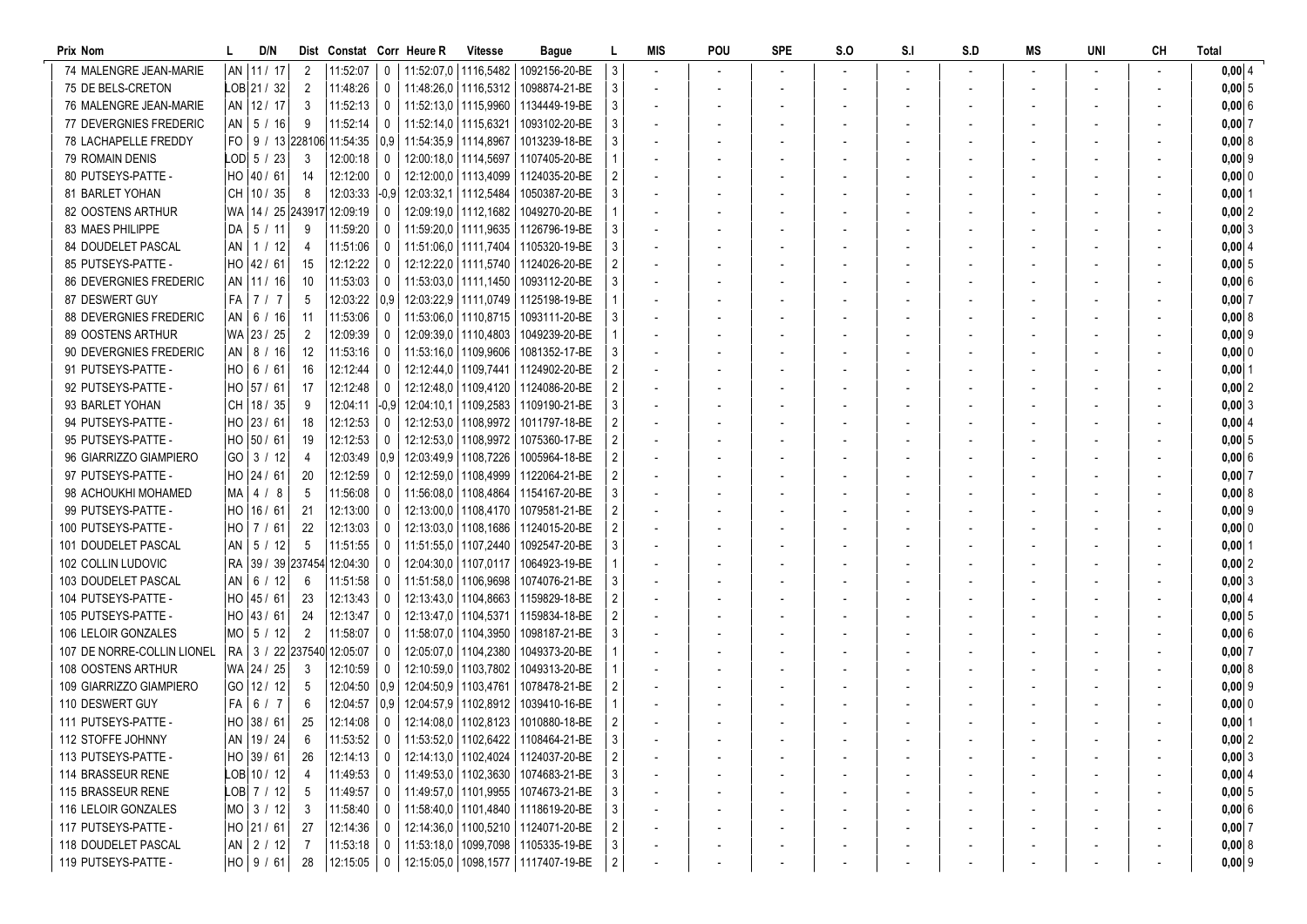| Prix | Nom | L | D/N | Dist | Constat | Corr | Heure R | Vitesse | Bague | L | MIS | POU | SPE | S.O | S.I | S.D | MS | UNI | CH | Total |
|---|---|---|---|---|---|---|---|---|---|---|---|---|---|---|---|---|---|---|---|---|
| 74 | MALENGRE JEAN-MARIE | AN | 11 / 17 | 2 | 11:52:07 | 0 | 11:52:07,0 | 1116,5482 | 1092156-20-BE | 3 | - | - | - | - | - | - | - | - | - | 0,00 4 |
| 75 | DE BELS-CRETON | LOB | 21 / 32 | 2 | 11:48:26 | 0 | 11:48:26,0 | 1116,5312 | 1098874-21-BE | 3 | - | - | - | - | - | - | - | - | - | 0,00 5 |
| 76 | MALENGRE JEAN-MARIE | AN | 12 / 17 | 3 | 11:52:13 | 0 | 11:52:13,0 | 1115,9960 | 1134449-19-BE | 3 | - | - | - | - | - | - | - | - | - | 0,00 6 |
| 77 | DEVERGNIES FREDERIC | AN | 5 / 16 | 9 | 11:52:14 | 0 | 11:52:14,0 | 1115,6321 | 1093102-20-BE | 3 | - | - | - | - | - | - | - | - | - | 0,00 7 |
| 78 | LACHAPELLE FREDDY | FO | 9 / 13 | 228106 | 11:54:35 | 0,9 | 11:54:35,9 | 1114,8967 | 1013239-18-BE | 3 | - | - | - | - | - | - | - | - | - | 0,00 8 |
| 79 | ROMAIN DENIS | LOD | 5 / 23 | 3 | 12:00:18 | 0 | 12:00:18,0 | 1114,5697 | 1107405-20-BE | 1 | - | - | - | - | - | - | - | - | - | 0,00 9 |
| 80 | PUTSEYS-PATTE - | HO | 40 / 61 | 14 | 12:12:00 | 0 | 12:12:00,0 | 1113,4099 | 1124035-20-BE | 2 | - | - | - | - | - | - | - | - | - | 0,00 0 |
| 81 | BARLET YOHAN | CH | 10 / 35 | 8 | 12:03:33 | -0,9 | 12:03:32,1 | 1112,5484 | 1050387-20-BE | 3 | - | - | - | - | - | - | - | - | - | 0,00 1 |
| 82 | OOSTENS ARTHUR | WA | 14 / 25 | 243917 | 12:09:19 | 0 | 12:09:19,0 | 1112,1682 | 1049270-20-BE | 1 | - | - | - | - | - | - | - | - | - | 0,00 2 |
| 83 | MAES PHILIPPE | DA | 5 / 11 | 9 | 11:59:20 | 0 | 11:59:20,0 | 1111,9635 | 1126796-19-BE | 3 | - | - | - | - | - | - | - | - | - | 0,00 3 |
| 84 | DOUDELET PASCAL | AN | 1 / 12 | 4 | 11:51:06 | 0 | 11:51:06,0 | 1111,7404 | 1105320-19-BE | 3 | - | - | - | - | - | - | - | - | - | 0,00 4 |
| 85 | PUTSEYS-PATTE - | HO | 42 / 61 | 15 | 12:12:22 | 0 | 12:12:22,0 | 1111,5740 | 1124026-20-BE | 2 | - | - | - | - | - | - | - | - | - | 0,00 5 |
| 86 | DEVERGNIES FREDERIC | AN | 11 / 16 | 10 | 11:53:03 | 0 | 11:53:03,0 | 1111,1450 | 1093112-20-BE | 3 | - | - | - | - | - | - | - | - | - | 0,00 6 |
| 87 | DESWERT GUY | FA | 7 / 7 | 5 | 12:03:22 | 0,9 | 12:03:22,9 | 1111,0749 | 1125198-19-BE | 1 | - | - | - | - | - | - | - | - | - | 0,00 7 |
| 88 | DEVERGNIES FREDERIC | AN | 6 / 16 | 11 | 11:53:06 | 0 | 11:53:06,0 | 1110,8715 | 1093111-20-BE | 3 | - | - | - | - | - | - | - | - | - | 0,00 8 |
| 89 | OOSTENS ARTHUR | WA | 23 / 25 | 2 | 12:09:39 | 0 | 12:09:39,0 | 1110,4803 | 1049239-20-BE | 1 | - | - | - | - | - | - | - | - | - | 0,00 9 |
| 90 | DEVERGNIES FREDERIC | AN | 8 / 16 | 12 | 11:53:16 | 0 | 11:53:16,0 | 1109,9606 | 1081352-17-BE | 3 | - | - | - | - | - | - | - | - | - | 0,00 0 |
| 91 | PUTSEYS-PATTE - | HO | 6 / 61 | 16 | 12:12:44 | 0 | 12:12:44,0 | 1109,7441 | 1124902-20-BE | 2 | - | - | - | - | - | - | - | - | - | 0,00 1 |
| 92 | PUTSEYS-PATTE - | HO | 57 / 61 | 17 | 12:12:48 | 0 | 12:12:48,0 | 1109,4120 | 1124086-20-BE | 2 | - | - | - | - | - | - | - | - | - | 0,00 2 |
| 93 | BARLET YOHAN | CH | 18 / 35 | 9 | 12:04:11 | -0,9 | 12:04:10,1 | 1109,2583 | 1109190-21-BE | 3 | - | - | - | - | - | - | - | - | - | 0,00 3 |
| 94 | PUTSEYS-PATTE - | HO | 23 / 61 | 18 | 12:12:53 | 0 | 12:12:53,0 | 1108,9972 | 1011797-18-BE | 2 | - | - | - | - | - | - | - | - | - | 0,00 4 |
| 95 | PUTSEYS-PATTE - | HO | 50 / 61 | 19 | 12:12:53 | 0 | 12:12:53,0 | 1108,9972 | 1075360-17-BE | 2 | - | - | - | - | - | - | - | - | - | 0,00 5 |
| 96 | GIARRIZZO GIAMPIERO | GO | 3 / 12 | 4 | 12:03:49 | 0,9 | 12:03:49,9 | 1108,7226 | 1005964-18-BE | 2 | - | - | - | - | - | - | - | - | - | 0,00 6 |
| 97 | PUTSEYS-PATTE - | HO | 24 / 61 | 20 | 12:12:59 | 0 | 12:12:59,0 | 1108,4999 | 1122064-21-BE | 2 | - | - | - | - | - | - | - | - | - | 0,00 7 |
| 98 | ACHOUKHI MOHAMED | MA | 4 / 8 | 5 | 11:56:08 | 0 | 11:56:08,0 | 1108,4864 | 1154167-20-BE | 3 | - | - | - | - | - | - | - | - | - | 0,00 8 |
| 99 | PUTSEYS-PATTE - | HO | 16 / 61 | 21 | 12:13:00 | 0 | 12:13:00,0 | 1108,4170 | 1079581-21-BE | 2 | - | - | - | - | - | - | - | - | - | 0,00 9 |
| 100 | PUTSEYS-PATTE - | HO | 7 / 61 | 22 | 12:13:03 | 0 | 12:13:03,0 | 1108,1686 | 1124015-20-BE | 2 | - | - | - | - | - | - | - | - | - | 0,00 0 |
| 101 | DOUDELET PASCAL | AN | 5 / 12 | 5 | 11:51:55 | 0 | 11:51:55,0 | 1107,2440 | 1092547-20-BE | 3 | - | - | - | - | - | - | - | - | - | 0,00 1 |
| 102 | COLLIN LUDOVIC | RA | 39 / 39 | 237454 | 12:04:30 | 0 | 12:04:30,0 | 1107,0117 | 1064923-19-BE | 1 | - | - | - | - | - | - | - | - | - | 0,00 2 |
| 103 | DOUDELET PASCAL | AN | 6 / 12 | 6 | 11:51:58 | 0 | 11:51:58,0 | 1106,9698 | 1074076-21-BE | 3 | - | - | - | - | - | - | - | - | - | 0,00 3 |
| 104 | PUTSEYS-PATTE - | HO | 45 / 61 | 23 | 12:13:43 | 0 | 12:13:43,0 | 1104,8663 | 1159829-18-BE | 2 | - | - | - | - | - | - | - | - | - | 0,00 4 |
| 105 | PUTSEYS-PATTE - | HO | 43 / 61 | 24 | 12:13:47 | 0 | 12:13:47,0 | 1104,5371 | 1159834-18-BE | 2 | - | - | - | - | - | - | - | - | - | 0,00 5 |
| 106 | LELOIR GONZALES | MO | 5 / 12 | 2 | 11:58:07 | 0 | 11:58:07,0 | 1104,3950 | 1098187-21-BE | 3 | - | - | - | - | - | - | - | - | - | 0,00 6 |
| 107 | DE NORRE-COLLIN LIONEL | RA | 3 / 22 | 237540 | 12:05:07 | 0 | 12:05:07,0 | 1104,2380 | 1049373-20-BE | 1 | - | - | - | - | - | - | - | - | - | 0,00 7 |
| 108 | OOSTENS ARTHUR | WA | 24 / 25 | 3 | 12:10:59 | 0 | 12:10:59,0 | 1103,7802 | 1049313-20-BE | 1 | - | - | - | - | - | - | - | - | - | 0,00 8 |
| 109 | GIARRIZZO GIAMPIERO | GO | 12 / 12 | 5 | 12:04:50 | 0,9 | 12:04:50,9 | 1103,4761 | 1078478-21-BE | 2 | - | - | - | - | - | - | - | - | - | 0,00 9 |
| 110 | DESWERT GUY | FA | 6 / 7 | 6 | 12:04:57 | 0,9 | 12:04:57,9 | 1102,8912 | 1039410-16-BE | 1 | - | - | - | - | - | - | - | - | - | 0,00 0 |
| 111 | PUTSEYS-PATTE - | HO | 38 / 61 | 25 | 12:14:08 | 0 | 12:14:08,0 | 1102,8123 | 1010880-18-BE | 2 | - | - | - | - | - | - | - | - | - | 0,00 1 |
| 112 | STOFFE JOHNNY | AN | 19 / 24 | 6 | 11:53:52 | 0 | 11:53:52,0 | 1102,6422 | 1108464-21-BE | 3 | - | - | - | - | - | - | - | - | - | 0,00 2 |
| 113 | PUTSEYS-PATTE - | HO | 39 / 61 | 26 | 12:14:13 | 0 | 12:14:13,0 | 1102,4024 | 1124037-20-BE | 2 | - | - | - | - | - | - | - | - | - | 0,00 3 |
| 114 | BRASSEUR RENE | LOB | 10 / 12 | 4 | 11:49:53 | 0 | 11:49:53,0 | 1102,3630 | 1074683-21-BE | 3 | - | - | - | - | - | - | - | - | - | 0,00 4 |
| 115 | BRASSEUR RENE | LOB | 7 / 12 | 5 | 11:49:57 | 0 | 11:49:57,0 | 1101,9955 | 1074673-21-BE | 3 | - | - | - | - | - | - | - | - | - | 0,00 5 |
| 116 | LELOIR GONZALES | MO | 3 / 12 | 3 | 11:58:40 | 0 | 11:58:40,0 | 1101,4840 | 1118619-20-BE | 3 | - | - | - | - | - | - | - | - | - | 0,00 6 |
| 117 | PUTSEYS-PATTE - | HO | 21 / 61 | 27 | 12:14:36 | 0 | 12:14:36,0 | 1100,5210 | 1124071-20-BE | 2 | - | - | - | - | - | - | - | - | - | 0,00 7 |
| 118 | DOUDELET PASCAL | AN | 2 / 12 | 7 | 11:53:18 | 0 | 11:53:18,0 | 1099,7098 | 1105335-19-BE | 3 | - | - | - | - | - | - | - | - | - | 0,00 8 |
| 119 | PUTSEYS-PATTE - | HO | 9 / 61 | 28 | 12:15:05 | 0 | 12:15:05,0 | 1098,1577 | 1117407-19-BE | 2 | - | - | - | - | - | - | - | - | - | 0,00 9 |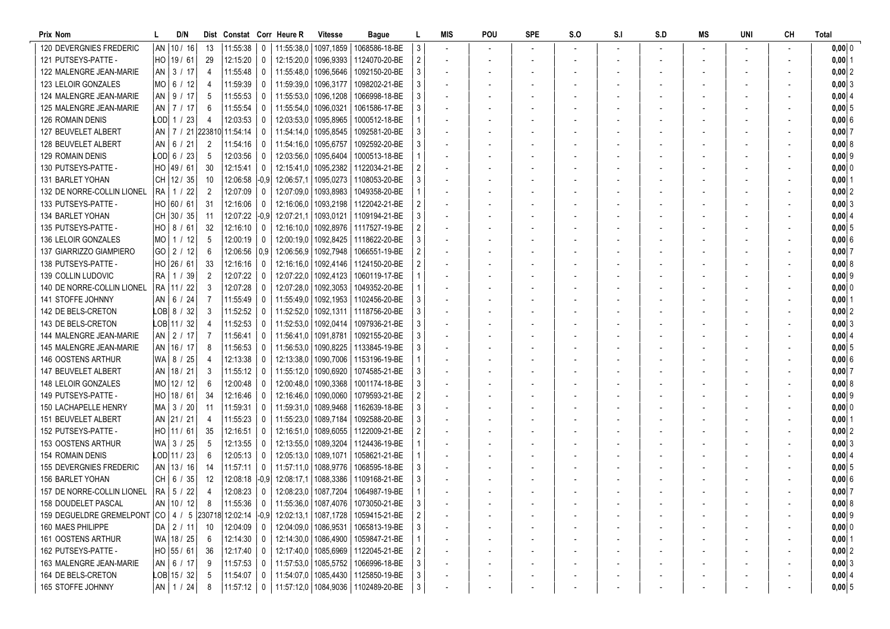| Prix | Nom | L | D/N | Dist | Constat | Corr | Heure R | Vitesse | Bague | L | MIS | POU | SPE | S.O | S.I | S.D | MS | UNI | CH | Total |
|---|---|---|---|---|---|---|---|---|---|---|---|---|---|---|---|---|---|---|---|---|
| 120 | DEVERGNIES FREDERIC | AN | 10 / 16 | 13 | 11:55:38 | 0 | 11:55:38,0 | 1097,1859 | 1068586-18-BE | 3 | - | - | - | - | - | - | - | - | - | 0,00 0 |
| 121 | PUTSEYS-PATTE - | HO | 19 / 61 | 29 | 12:15:20 | 0 | 12:15:20,0 | 1096,9393 | 1124070-20-BE | 2 | - | - | - | - | - | - | - | - | - | 0,00 1 |
| 122 | MALENGRE JEAN-MARIE | AN | 3 / 17 | 4 | 11:55:48 | 0 | 11:55:48,0 | 1096,5646 | 1092150-20-BE | 3 | - | - | - | - | - | - | - | - | - | 0,00 2 |
| 123 | LELOIR GONZALES | MO | 6 / 12 | 4 | 11:59:39 | 0 | 11:59:39,0 | 1096,3177 | 1098202-21-BE | 3 | - | - | - | - | - | - | - | - | - | 0,00 3 |
| 124 | MALENGRE JEAN-MARIE | AN | 9 / 17 | 5 | 11:55:53 | 0 | 11:55:53,0 | 1096,1208 | 1066998-18-BE | 3 | - | - | - | - | - | - | - | - | - | 0,00 4 |
| 125 | MALENGRE JEAN-MARIE | AN | 7 / 17 | 6 | 11:55:54 | 0 | 11:55:54,0 | 1096,0321 | 1061586-17-BE | 3 | - | - | - | - | - | - | - | - | - | 0,00 5 |
| 126 | ROMAIN DENIS | LOD | 1 / 23 | 4 | 12:03:53 | 0 | 12:03:53,0 | 1095,8965 | 1000512-18-BE | 1 | - | - | - | - | - | - | - | - | - | 0,00 6 |
| 127 | BEUVELET ALBERT | AN | 7 / 21 | 223810 | 11:54:14 | 0 | 11:54:14,0 | 1095,8545 | 1092581-20-BE | 3 | - | - | - | - | - | - | - | - | - | 0,00 7 |
| 128 | BEUVELET ALBERT | AN | 6 / 21 | 2 | 11:54:16 | 0 | 11:54:16,0 | 1095,6757 | 1092592-20-BE | 3 | - | - | - | - | - | - | - | - | - | 0,00 8 |
| 129 | ROMAIN DENIS | LOD | 6 / 23 | 5 | 12:03:56 | 0 | 12:03:56,0 | 1095,6404 | 1000513-18-BE | 1 | - | - | - | - | - | - | - | - | - | 0,00 9 |
| 130 | PUTSEYS-PATTE - | HO | 49 / 61 | 30 | 12:15:41 | 0 | 12:15:41,0 | 1095,2382 | 1122034-21-BE | 2 | - | - | - | - | - | - | - | - | - | 0,00 0 |
| 131 | BARLET YOHAN | CH | 12 / 35 | 10 | 12:06:58 | -0,9 | 12:06:57,1 | 1095,0273 | 1108053-20-BE | 3 | - | - | - | - | - | - | - | - | - | 0,00 1 |
| 132 | DE NORRE-COLLIN LIONEL | RA | 1 / 22 | 2 | 12:07:09 | 0 | 12:07:09,0 | 1093,8983 | 1049358-20-BE | 1 | - | - | - | - | - | - | - | - | - | 0,00 2 |
| 133 | PUTSEYS-PATTE - | HO | 60 / 61 | 31 | 12:16:06 | 0 | 12:16:06,0 | 1093,2198 | 1122042-21-BE | 2 | - | - | - | - | - | - | - | - | - | 0,00 3 |
| 134 | BARLET YOHAN | CH | 30 / 35 | 11 | 12:07:22 | -0,9 | 12:07:21,1 | 1093,0121 | 1109194-21-BE | 3 | - | - | - | - | - | - | - | - | - | 0,00 4 |
| 135 | PUTSEYS-PATTE - | HO | 8 / 61 | 32 | 12:16:10 | 0 | 12:16:10,0 | 1092,8976 | 1117527-19-BE | 2 | - | - | - | - | - | - | - | - | - | 0,00 5 |
| 136 | LELOIR GONZALES | MO | 1 / 12 | 5 | 12:00:19 | 0 | 12:00:19,0 | 1092,8425 | 1118622-20-BE | 3 | - | - | - | - | - | - | - | - | - | 0,00 6 |
| 137 | GIARRIZZO GIAMPIERO | GO | 2 / 12 | 6 | 12:06:56 | 0,9 | 12:06:56,9 | 1092,7948 | 1066551-19-BE | 2 | - | - | - | - | - | - | - | - | - | 0,00 7 |
| 138 | PUTSEYS-PATTE - | HO | 26 / 61 | 33 | 12:16:16 | 0 | 12:16:16,0 | 1092,4146 | 1124150-20-BE | 2 | - | - | - | - | - | - | - | - | - | 0,00 8 |
| 139 | COLLIN LUDOVIC | RA | 1 / 39 | 2 | 12:07:22 | 0 | 12:07:22,0 | 1092,4123 | 1060119-17-BE | 1 | - | - | - | - | - | - | - | - | - | 0,00 9 |
| 140 | DE NORRE-COLLIN LIONEL | RA | 11 / 22 | 3 | 12:07:28 | 0 | 12:07:28,0 | 1092,3053 | 1049352-20-BE | 1 | - | - | - | - | - | - | - | - | - | 0,00 0 |
| 141 | STOFFE JOHNNY | AN | 6 / 24 | 7 | 11:55:49 | 0 | 11:55:49,0 | 1092,1953 | 1102456-20-BE | 3 | - | - | - | - | - | - | - | - | - | 0,00 1 |
| 142 | DE BELS-CRETON | LOB | 8 / 32 | 3 | 11:52:52 | 0 | 11:52:52,0 | 1092,1311 | 1118756-20-BE | 3 | - | - | - | - | - | - | - | - | - | 0,00 2 |
| 143 | DE BELS-CRETON | LOB | 11 / 32 | 4 | 11:52:53 | 0 | 11:52:53,0 | 1092,0414 | 1097936-21-BE | 3 | - | - | - | - | - | - | - | - | - | 0,00 3 |
| 144 | MALENGRE JEAN-MARIE | AN | 2 / 17 | 7 | 11:56:41 | 0 | 11:56:41,0 | 1091,8781 | 1092155-20-BE | 3 | - | - | - | - | - | - | - | - | - | 0,00 4 |
| 145 | MALENGRE JEAN-MARIE | AN | 16 / 17 | 8 | 11:56:53 | 0 | 11:56:53,0 | 1090,8225 | 1133845-19-BE | 3 | - | - | - | - | - | - | - | - | - | 0,00 5 |
| 146 | OOSTENS ARTHUR | WA | 8 / 25 | 4 | 12:13:38 | 0 | 12:13:38,0 | 1090,7006 | 1153196-19-BE | 1 | - | - | - | - | - | - | - | - | - | 0,00 6 |
| 147 | BEUVELET ALBERT | AN | 18 / 21 | 3 | 11:55:12 | 0 | 11:55:12,0 | 1090,6920 | 1074585-21-BE | 3 | - | - | - | - | - | - | - | - | - | 0,00 7 |
| 148 | LELOIR GONZALES | MO | 12 / 12 | 6 | 12:00:48 | 0 | 12:00:48,0 | 1090,3368 | 1001174-18-BE | 3 | - | - | - | - | - | - | - | - | - | 0,00 8 |
| 149 | PUTSEYS-PATTE - | HO | 18 / 61 | 34 | 12:16:46 | 0 | 12:16:46,0 | 1090,0060 | 1079593-21-BE | 2 | - | - | - | - | - | - | - | - | - | 0,00 9 |
| 150 | LACHAPELLE HENRY | MA | 3 / 20 | 11 | 11:59:31 | 0 | 11:59:31,0 | 1089,9468 | 1162639-18-BE | 3 | - | - | - | - | - | - | - | - | - | 0,00 0 |
| 151 | BEUVELET ALBERT | AN | 21 / 21 | 4 | 11:55:23 | 0 | 11:55:23,0 | 1089,7184 | 1092588-20-BE | 3 | - | - | - | - | - | - | - | - | - | 0,00 1 |
| 152 | PUTSEYS-PATTE - | HO | 11 / 61 | 35 | 12:16:51 | 0 | 12:16:51,0 | 1089,6055 | 1122009-21-BE | 2 | - | - | - | - | - | - | - | - | - | 0,00 2 |
| 153 | OOSTENS ARTHUR | WA | 3 / 25 | 5 | 12:13:55 | 0 | 12:13:55,0 | 1089,3204 | 1124436-19-BE | 1 | - | - | - | - | - | - | - | - | - | 0,00 3 |
| 154 | ROMAIN DENIS | LOD | 11 / 23 | 6 | 12:05:13 | 0 | 12:05:13,0 | 1089,1071 | 1058621-21-BE | 1 | - | - | - | - | - | - | - | - | - | 0,00 4 |
| 155 | DEVERGNIES FREDERIC | AN | 13 / 16 | 14 | 11:57:11 | 0 | 11:57:11,0 | 1088,9776 | 1068595-18-BE | 3 | - | - | - | - | - | - | - | - | - | 0,00 5 |
| 156 | BARLET YOHAN | CH | 6 / 35 | 12 | 12:08:18 | -0,9 | 12:08:17,1 | 1088,3386 | 1109168-21-BE | 3 | - | - | - | - | - | - | - | - | - | 0,00 6 |
| 157 | DE NORRE-COLLIN LIONEL | RA | 5 / 22 | 4 | 12:08:23 | 0 | 12:08:23,0 | 1087,7204 | 1064987-19-BE | 1 | - | - | - | - | - | - | - | - | - | 0,00 7 |
| 158 | DOUDELET PASCAL | AN | 10 / 12 | 8 | 11:55:36 | 0 | 11:55:36,0 | 1087,4076 | 1073050-21-BE | 3 | - | - | - | - | - | - | - | - | - | 0,00 8 |
| 159 | DEGUELDRE GREMELPONT | CO | 4 / 5 | 230718 | 12:02:14 | -0,9 | 12:02:13,1 | 1087,1728 | 1059415-21-BE | 2 | - | - | - | - | - | - | - | - | - | 0,00 9 |
| 160 | MAES PHILIPPE | DA | 2 / 11 | 10 | 12:04:09 | 0 | 12:04:09,0 | 1086,9531 | 1065813-19-BE | 3 | - | - | - | - | - | - | - | - | - | 0,00 0 |
| 161 | OOSTENS ARTHUR | WA | 18 / 25 | 6 | 12:14:30 | 0 | 12:14:30,0 | 1086,4900 | 1059847-21-BE | 1 | - | - | - | - | - | - | - | - | - | 0,00 1 |
| 162 | PUTSEYS-PATTE - | HO | 55 / 61 | 36 | 12:17:40 | 0 | 12:17:40,0 | 1085,6969 | 1122045-21-BE | 2 | - | - | - | - | - | - | - | - | - | 0,00 2 |
| 163 | MALENGRE JEAN-MARIE | AN | 6 / 17 | 9 | 11:57:53 | 0 | 11:57:53,0 | 1085,5752 | 1066996-18-BE | 3 | - | - | - | - | - | - | - | - | - | 0,00 3 |
| 164 | DE BELS-CRETON | LOB | 15 / 32 | 5 | 11:54:07 | 0 | 11:54:07,0 | 1085,4430 | 1125850-19-BE | 3 | - | - | - | - | - | - | - | - | - | 0,00 4 |
| 165 | STOFFE JOHNNY | AN | 1 / 24 | 8 | 11:57:12 | 0 | 11:57:12,0 | 1084,9036 | 1102489-20-BE | 3 | - | - | - | - | - | - | - | - | - | 0,00 5 |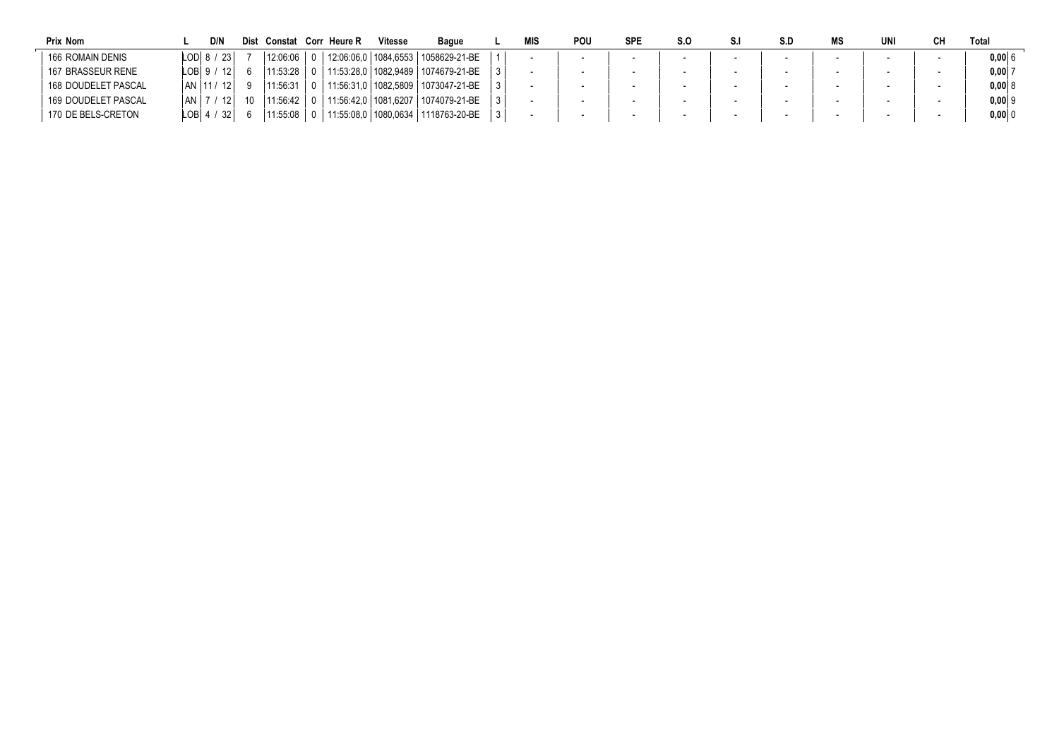| Prix | Nom | L | D/N | Dist | Constat | Corr | Heure R | Vitesse | Bague | L | MIS | POU | SPE | S.O | S.I | S.D | MS | UNI | CH | Total | |
|---|---|---|---|---|---|---|---|---|---|---|---|---|---|---|---|---|---|---|---|---|---|
| 166 | ROMAIN DENIS | LOD | 8 / 23 | 7 | 12:06:06 | 0 | 12:06:06,0 | 1084,6553 | 1058629-21-BE | 1 | - | - | - | - | - | - | - | - | - | 0,00 | 6 |
| 167 | BRASSEUR RENE | LOB | 9 / 12 | 6 | 11:53:28 | 0 | 11:53:28,0 | 1082,9489 | 1074679-21-BE | 3 | - | - | - | - | - | - | - | - | - | 0,00 | 7 |
| 168 | DOUDELET PASCAL | AN | 11 / 12 | 9 | 11:56:31 | 0 | 11:56:31,0 | 1082,5809 | 1073047-21-BE | 3 | - | - | - | - | - | - | - | - | - | 0,00 | 8 |
| 169 | DOUDELET PASCAL | AN | 7 / 12 | 10 | 11:56:42 | 0 | 11:56:42,0 | 1081,6207 | 1074079-21-BE | 3 | - | - | - | - | - | - | - | - | - | 0,00 | 9 |
| 170 | DE BELS-CRETON | LOB | 4 / 32 | 6 | 11:55:08 | 0 | 11:55:08,0 | 1080,0634 | 1118763-20-BE | 3 | - | - | - | - | - | - | - | - | - | 0,00 | 0 |